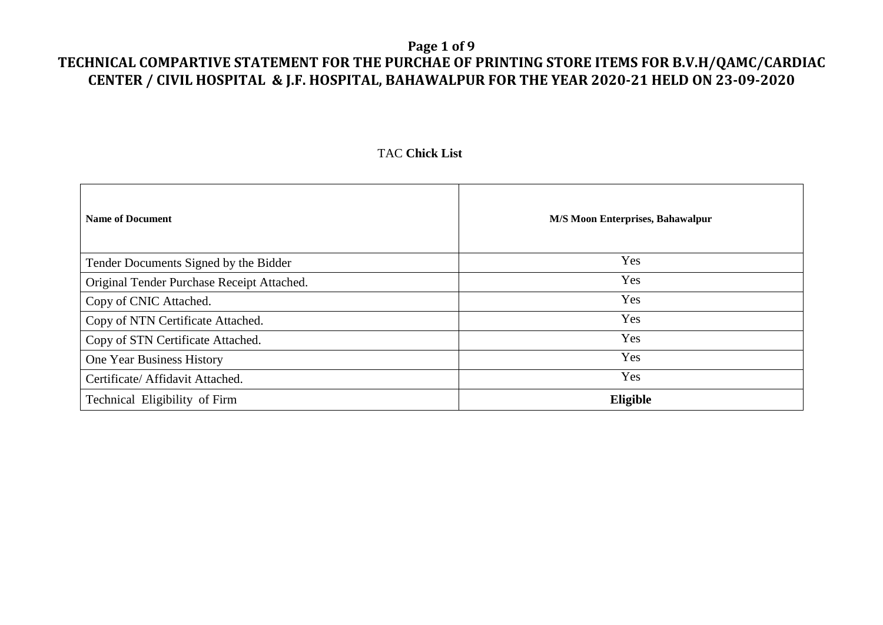# TECHNICAL COMPARTIVE STATEMENT FOR THE PURCHAE OF PRINTING STORE ITEMS FOR B.V.H/QAMC/CARDIAC CENTER / CIVIL HOSPITAL & J.F. HOSPITAL, BAHAWALPUR FOR THE YEAR 2020-21 HELD ON 23-09-2020

TAC **Chick List**

| **Name of Document** | **M/S Moon Enterprises, Bahawalpur** |
|---|---|
| Tender Documents Signed by the Bidder | Yes |
| Original Tender Purchase Receipt Attached. | Yes |
| Copy of CNIC Attached. | Yes |
| Copy of NTN Certificate Attached. | Yes |
| Copy of STN Certificate Attached. | Yes |
| One Year Business History | Yes |
| Certificate/ Affidavit Attached. | Yes |
| Technical Eligibility of Firm | **Eligible** |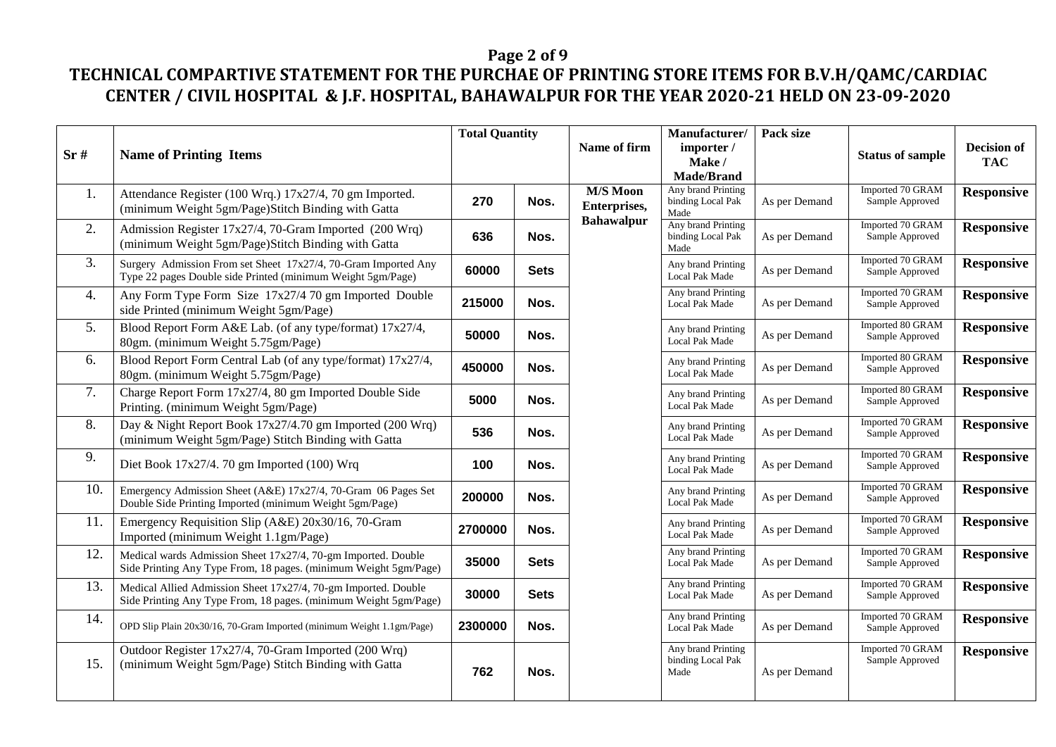## TECHNICAL COMPARTIVE STATEMENT FOR THE PURCHAE OF PRINTING STORE ITEMS FOR B.V.H/QAMC/CARDIAC CENTER / CIVIL HOSPITAL & J.F. HOSPITAL, BAHAWALPUR FOR THE YEAR 2020-21 HELD ON 23-09-2020

| Sr # | Name of Printing Items | Total Quantity | | Name of firm | Manufacturer/ importer / Make / Made/Brand | Pack size | Status of sample | Decision of TAC |
|---|---|---|---|---|---|---|---|---|
| 1. | Attendance Register (100 Wrq.) 17x27/4, 70 gm Imported. (minimum Weight 5gm/Page)Stitch Binding with Gatta | 270 | Nos. | **M/S Moon Enterprises, Bahawalpur** | Any brand Printing binding Local Pak Made | As per Demand | Imported 70 GRAM Sample Approved | **Responsive** |
| 2. | Admission Register 17x27/4, 70-Gram Imported (200 Wrq) (minimum Weight 5gm/Page)Stitch Binding with Gatta | 636 | Nos. | | Any brand Printing binding Local Pak Made | As per Demand | Imported 70 GRAM Sample Approved | **Responsive** |
| 3. | Surgery Admission From set Sheet 17x27/4, 70-Gram Imported Any Type 22 pages Double side Printed (minimum Weight 5gm/Page) | 60000 | Sets | | Any brand Printing Local Pak Made | As per Demand | Imported 70 GRAM Sample Approved | **Responsive** |
| 4. | Any Form Type Form Size 17x27/4 70 gm Imported Double side Printed (minimum Weight 5gm/Page) | 215000 | Nos. | | Any brand Printing Local Pak Made | As per Demand | Imported 70 GRAM Sample Approved | **Responsive** |
| 5. | Blood Report Form A&E Lab. (of any type/format) 17x27/4, 80gm. (minimum Weight 5.75gm/Page) | 50000 | Nos. | | Any brand Printing Local Pak Made | As per Demand | Imported 80 GRAM Sample Approved | **Responsive** |
| 6. | Blood Report Form Central Lab (of any type/format) 17x27/4, 80gm. (minimum Weight 5.75gm/Page) | 450000 | Nos. | | Any brand Printing Local Pak Made | As per Demand | Imported 80 GRAM Sample Approved | **Responsive** |
| 7. | Charge Report Form 17x27/4, 80 gm Imported Double Side Printing. (minimum Weight 5gm/Page) | 5000 | Nos. | | Any brand Printing Local Pak Made | As per Demand | Imported 80 GRAM Sample Approved | **Responsive** |
| 8. | Day & Night Report Book 17x27/4.70 gm Imported (200 Wrq) (minimum Weight 5gm/Page) Stitch Binding with Gatta | 536 | Nos. | | Any brand Printing Local Pak Made | As per Demand | Imported 70 GRAM Sample Approved | **Responsive** |
| 9. | Diet Book 17x27/4. 70 gm Imported (100) Wrq | 100 | Nos. | | Any brand Printing Local Pak Made | As per Demand | Imported 70 GRAM Sample Approved | **Responsive** |
| 10. | Emergency Admission Sheet (A&E) 17x27/4, 70-Gram 06 Pages Set Double Side Printing Imported (minimum Weight 5gm/Page) | 200000 | Nos. | | Any brand Printing Local Pak Made | As per Demand | Imported 70 GRAM Sample Approved | **Responsive** |
| 11. | Emergency Requisition Slip (A&E) 20x30/16, 70-Gram Imported (minimum Weight 1.1gm/Page) | 2700000 | Nos. | | Any brand Printing Local Pak Made | As per Demand | Imported 70 GRAM Sample Approved | **Responsive** |
| 12. | Medical wards Admission Sheet 17x27/4, 70-gm Imported. Double Side Printing Any Type From, 18 pages. (minimum Weight 5gm/Page) | 35000 | Sets | | Any brand Printing Local Pak Made | As per Demand | Imported 70 GRAM Sample Approved | **Responsive** |
| 13. | Medical Allied Admission Sheet 17x27/4, 70-gm Imported. Double Side Printing Any Type From, 18 pages. (minimum Weight 5gm/Page) | 30000 | Sets | | Any brand Printing Local Pak Made | As per Demand | Imported 70 GRAM Sample Approved | **Responsive** |
| 14. | OPD Slip Plain 20x30/16, 70-Gram Imported (minimum Weight 1.1gm/Page) | 2300000 | Nos. | | Any brand Printing Local Pak Made | As per Demand | Imported 70 GRAM Sample Approved | **Responsive** |
| 15. | Outdoor Register 17x27/4, 70-Gram Imported (200 Wrq) (minimum Weight 5gm/Page) Stitch Binding with Gatta | 762 | Nos. | | Any brand Printing binding Local Pak Made | As per Demand | Imported 70 GRAM Sample Approved | **Responsive** |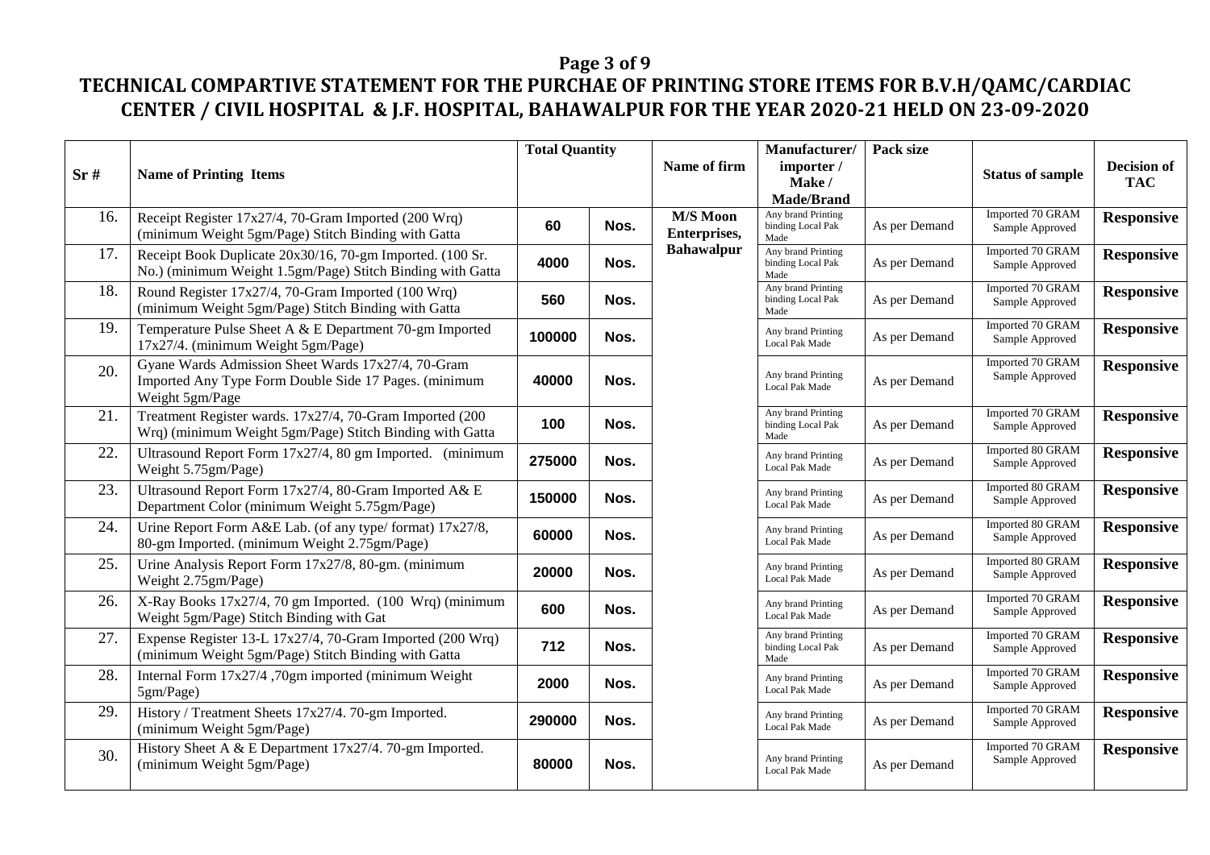# TECHNICAL COMPARTIVE STATEMENT FOR THE PURCHAE OF PRINTING STORE ITEMS FOR B.V.H/QAMC/CARDIAC CENTER / CIVIL HOSPITAL & J.F. HOSPITAL, BAHAWALPUR FOR THE YEAR 2020-21 HELD ON 23-09-2020

| Sr # | Name of Printing Items | Total Quantity | | Name of firm | Manufacturer/ importer / Make / Made/Brand | Pack size | Status of sample | Decision of TAC |
|---|---|---|---|---|---|---|---|---|
| 16. | Receipt Register 17x27/4, 70-Gram Imported (200 Wrq) (minimum Weight 5gm/Page) Stitch Binding with Gatta | 60 | Nos. | M/S Moon Enterprises, Bahawalpur | Any brand Printing binding Local Pak Made | As per Demand | Imported 70 GRAM Sample Approved | Responsive |
| 17. | Receipt Book Duplicate 20x30/16, 70-gm Imported. (100 Sr. No.) (minimum Weight 1.5gm/Page) Stitch Binding with Gatta | 4000 | Nos. | | Any brand Printing binding Local Pak Made | As per Demand | Imported 70 GRAM Sample Approved | Responsive |
| 18. | Round Register 17x27/4, 70-Gram Imported (100 Wrq) (minimum Weight 5gm/Page) Stitch Binding with Gatta | 560 | Nos. | | Any brand Printing binding Local Pak Made | As per Demand | Imported 70 GRAM Sample Approved | Responsive |
| 19. | Temperature Pulse Sheet A & E Department 70-gm Imported 17x27/4. (minimum Weight 5gm/Page) | 100000 | Nos. | | Any brand Printing Local Pak Made | As per Demand | Imported 70 GRAM Sample Approved | Responsive |
| 20. | Gyane Wards Admission Sheet Wards 17x27/4, 70-Gram Imported Any Type Form Double Side 17 Pages. (minimum Weight 5gm/Page | 40000 | Nos. | | Any brand Printing Local Pak Made | As per Demand | Imported 70 GRAM Sample Approved | Responsive |
| 21. | Treatment Register wards. 17x27/4, 70-Gram Imported (200 Wrq) (minimum Weight 5gm/Page) Stitch Binding with Gatta | 100 | Nos. | | Any brand Printing binding Local Pak Made | As per Demand | Imported 70 GRAM Sample Approved | Responsive |
| 22. | Ultrasound Report Form 17x27/4, 80 gm Imported. (minimum Weight 5.75gm/Page) | 275000 | Nos. | | Any brand Printing Local Pak Made | As per Demand | Imported 80 GRAM Sample Approved | Responsive |
| 23. | Ultrasound Report Form 17x27/4, 80-Gram Imported A& E Department Color (minimum Weight 5.75gm/Page) | 150000 | Nos. | | Any brand Printing Local Pak Made | As per Demand | Imported 80 GRAM Sample Approved | Responsive |
| 24. | Urine Report Form A&E Lab. (of any type/ format) 17x27/8, 80-gm Imported. (minimum Weight 2.75gm/Page) | 60000 | Nos. | | Any brand Printing Local Pak Made | As per Demand | Imported 80 GRAM Sample Approved | Responsive |
| 25. | Urine Analysis Report Form 17x27/8, 80-gm. (minimum Weight 2.75gm/Page) | 20000 | Nos. | | Any brand Printing Local Pak Made | As per Demand | Imported 80 GRAM Sample Approved | Responsive |
| 26. | X-Ray Books 17x27/4, 70 gm Imported. (100 Wrq) (minimum Weight 5gm/Page) Stitch Binding with Gat | 600 | Nos. | | Any brand Printing Local Pak Made | As per Demand | Imported 70 GRAM Sample Approved | Responsive |
| 27. | Expense Register 13-L 17x27/4, 70-Gram Imported (200 Wrq) (minimum Weight 5gm/Page) Stitch Binding with Gatta | 712 | Nos. | | Any brand Printing binding Local Pak Made | As per Demand | Imported 70 GRAM Sample Approved | Responsive |
| 28. | Internal Form 17x27/4 ,70gm imported (minimum Weight 5gm/Page) | 2000 | Nos. | | Any brand Printing Local Pak Made | As per Demand | Imported 70 GRAM Sample Approved | Responsive |
| 29. | History / Treatment Sheets 17x27/4. 70-gm Imported. (minimum Weight 5gm/Page) | 290000 | Nos. | | Any brand Printing Local Pak Made | As per Demand | Imported 70 GRAM Sample Approved | Responsive |
| 30. | History Sheet A & E Department 17x27/4. 70-gm Imported. (minimum Weight 5gm/Page) | 80000 | Nos. | | Any brand Printing Local Pak Made | As per Demand | Imported 70 GRAM Sample Approved | Responsive |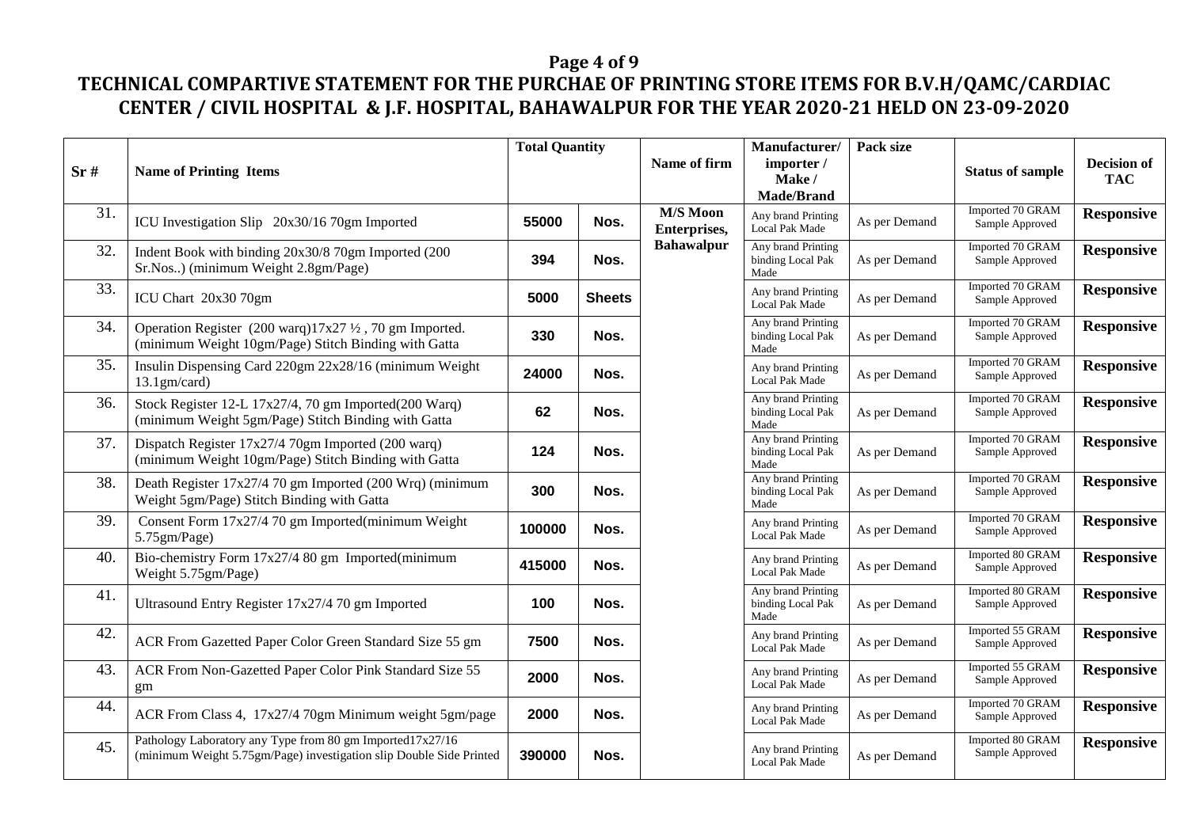# TECHNICAL COMPARTIVE STATEMENT FOR THE PURCHAE OF PRINTING STORE ITEMS FOR B.V.H/QAMC/CARDIAC CENTER / CIVIL HOSPITAL & J.F. HOSPITAL, BAHAWALPUR FOR THE YEAR 2020-21 HELD ON 23-09-2020

| Sr # | Name of Printing Items | Total Quantity | | Name of firm | Manufacturer/ importer / Make / Made/Brand | Pack size | Status of sample | Decision of TAC |
|---|---|---|---|---|---|---|---|---|
| 31. | ICU Investigation Slip 20x30/16 70gm Imported | 55000 | Nos. | M/S Moon Enterprises, Bahawalpur | Any brand Printing Local Pak Made | As per Demand | Imported 70 GRAM Sample Approved | Responsive |
| 32. | Indent Book with binding 20x30/8 70gm Imported (200 Sr.Nos..) (minimum Weight 2.8gm/Page) | 394 | Nos. | | Any brand Printing binding Local Pak Made | As per Demand | Imported 70 GRAM Sample Approved | Responsive |
| 33. | ICU Chart 20x30 70gm | 5000 | Sheets | | Any brand Printing Local Pak Made | As per Demand | Imported 70 GRAM Sample Approved | Responsive |
| 34. | Operation Register (200 warq)17x27 ½ , 70 gm Imported. (minimum Weight 10gm/Page) Stitch Binding with Gatta | 330 | Nos. | | Any brand Printing binding Local Pak Made | As per Demand | Imported 70 GRAM Sample Approved | Responsive |
| 35. | Insulin Dispensing Card 220gm 22x28/16 (minimum Weight 13.1gm/card) | 24000 | Nos. | | Any brand Printing Local Pak Made | As per Demand | Imported 70 GRAM Sample Approved | Responsive |
| 36. | Stock Register 12-L 17x27/4, 70 gm Imported(200 Warq) (minimum Weight 5gm/Page) Stitch Binding with Gatta | 62 | Nos. | | Any brand Printing binding Local Pak Made | As per Demand | Imported 70 GRAM Sample Approved | Responsive |
| 37. | Dispatch Register 17x27/4 70gm Imported (200 warq) (minimum Weight 10gm/Page) Stitch Binding with Gatta | 124 | Nos. | | Any brand Printing binding Local Pak Made | As per Demand | Imported 70 GRAM Sample Approved | Responsive |
| 38. | Death Register 17x27/4 70 gm Imported (200 Wrq) (minimum Weight 5gm/Page) Stitch Binding with Gatta | 300 | Nos. | | Any brand Printing binding Local Pak Made | As per Demand | Imported 70 GRAM Sample Approved | Responsive |
| 39. | Consent Form 17x27/4 70 gm Imported(minimum Weight 5.75gm/Page) | 100000 | Nos. | | Any brand Printing Local Pak Made | As per Demand | Imported 70 GRAM Sample Approved | Responsive |
| 40. | Bio-chemistry Form 17x27/4 80 gm Imported(minimum Weight 5.75gm/Page) | 415000 | Nos. | | Any brand Printing Local Pak Made | As per Demand | Imported 80 GRAM Sample Approved | Responsive |
| 41. | Ultrasound Entry Register 17x27/4 70 gm Imported | 100 | Nos. | | Any brand Printing binding Local Pak Made | As per Demand | Imported 80 GRAM Sample Approved | Responsive |
| 42. | ACR From Gazetted Paper Color Green Standard Size 55 gm | 7500 | Nos. | | Any brand Printing Local Pak Made | As per Demand | Imported 55 GRAM Sample Approved | Responsive |
| 43. | ACR From Non-Gazetted Paper Color Pink Standard Size 55 gm | 2000 | Nos. | | Any brand Printing Local Pak Made | As per Demand | Imported 55 GRAM Sample Approved | Responsive |
| 44. | ACR From Class 4, 17x27/4 70gm Minimum weight 5gm/page | 2000 | Nos. | | Any brand Printing Local Pak Made | As per Demand | Imported 70 GRAM Sample Approved | Responsive |
| 45. | Pathology Laboratory any Type from 80 gm Imported17x27/16 (minimum Weight 5.75gm/Page) investigation slip Double Side Printed | 390000 | Nos. | | Any brand Printing Local Pak Made | As per Demand | Imported 80 GRAM Sample Approved | Responsive |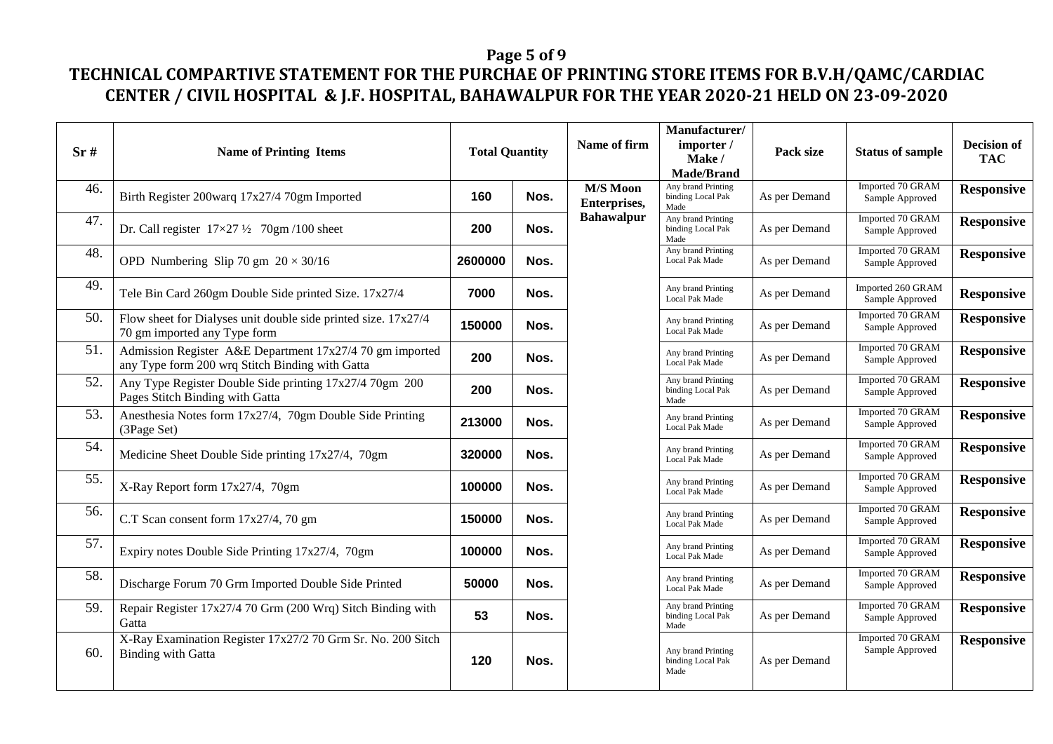# TECHNICAL COMPARTIVE STATEMENT FOR THE PURCHAE OF PRINTING STORE ITEMS FOR B.V.H/QAMC/CARDIAC CENTER / CIVIL HOSPITAL & J.F. HOSPITAL, BAHAWALPUR FOR THE YEAR 2020-21 HELD ON 23-09-2020

| Sr # | Name of Printing Items | Total Quantity | | Name of firm | Manufacturer/ importer / Make / Made/Brand | Pack size | Status of sample | Decision of TAC |
|---|---|---|---|---|---|---|---|---|
| 46. | Birth Register 200warq 17x27/4 70gm Imported | 160 | Nos. | M/S Moon Enterprises, Bahawalpur | Any brand Printing binding Local Pak Made | As per Demand | Imported 70 GRAM Sample Approved | Responsive |
| 47. | Dr. Call register 17×27 ½ 70gm /100 sheet | 200 | Nos. | | Any brand Printing binding Local Pak Made | As per Demand | Imported 70 GRAM Sample Approved | Responsive |
| 48. | OPD Numbering Slip 70 gm 20 × 30/16 | 2600000 | Nos. | | Any brand Printing Local Pak Made | As per Demand | Imported 70 GRAM Sample Approved | Responsive |
| 49. | Tele Bin Card 260gm Double Side printed Size. 17x27/4 | 7000 | Nos. | | Any brand Printing Local Pak Made | As per Demand | Imported 260 GRAM Sample Approved | Responsive |
| 50. | Flow sheet for Dialyses unit double side printed size. 17x27/4 70 gm imported any Type form | 150000 | Nos. | | Any brand Printing Local Pak Made | As per Demand | Imported 70 GRAM Sample Approved | Responsive |
| 51. | Admission Register A&E Department 17x27/4 70 gm imported any Type form 200 wrq Stitch Binding with Gatta | 200 | Nos. | | Any brand Printing Local Pak Made | As per Demand | Imported 70 GRAM Sample Approved | Responsive |
| 52. | Any Type Register Double Side printing 17x27/4 70gm 200 Pages Stitch Binding with Gatta | 200 | Nos. | | Any brand Printing binding Local Pak Made | As per Demand | Imported 70 GRAM Sample Approved | Responsive |
| 53. | Anesthesia Notes form 17x27/4, 70gm Double Side Printing (3Page Set) | 213000 | Nos. | | Any brand Printing Local Pak Made | As per Demand | Imported 70 GRAM Sample Approved | Responsive |
| 54. | Medicine Sheet Double Side printing 17x27/4, 70gm | 320000 | Nos. | | Any brand Printing Local Pak Made | As per Demand | Imported 70 GRAM Sample Approved | Responsive |
| 55. | X-Ray Report form 17x27/4, 70gm | 100000 | Nos. | | Any brand Printing Local Pak Made | As per Demand | Imported 70 GRAM Sample Approved | Responsive |
| 56. | C.T Scan consent form 17x27/4, 70 gm | 150000 | Nos. | | Any brand Printing Local Pak Made | As per Demand | Imported 70 GRAM Sample Approved | Responsive |
| 57. | Expiry notes Double Side Printing 17x27/4, 70gm | 100000 | Nos. | | Any brand Printing Local Pak Made | As per Demand | Imported 70 GRAM Sample Approved | Responsive |
| 58. | Discharge Forum 70 Grm Imported Double Side Printed | 50000 | Nos. | | Any brand Printing Local Pak Made | As per Demand | Imported 70 GRAM Sample Approved | Responsive |
| 59. | Repair Register 17x27/4 70 Grm (200 Wrq) Sitch Binding with Gatta | 53 | Nos. | | Any brand Printing binding Local Pak Made | As per Demand | Imported 70 GRAM Sample Approved | Responsive |
| 60. | X-Ray Examination Register 17x27/2 70 Grm Sr. No. 200 Sitch Binding with Gatta | 120 | Nos. | | Any brand Printing binding Local Pak Made | As per Demand | Imported 70 GRAM Sample Approved | Responsive |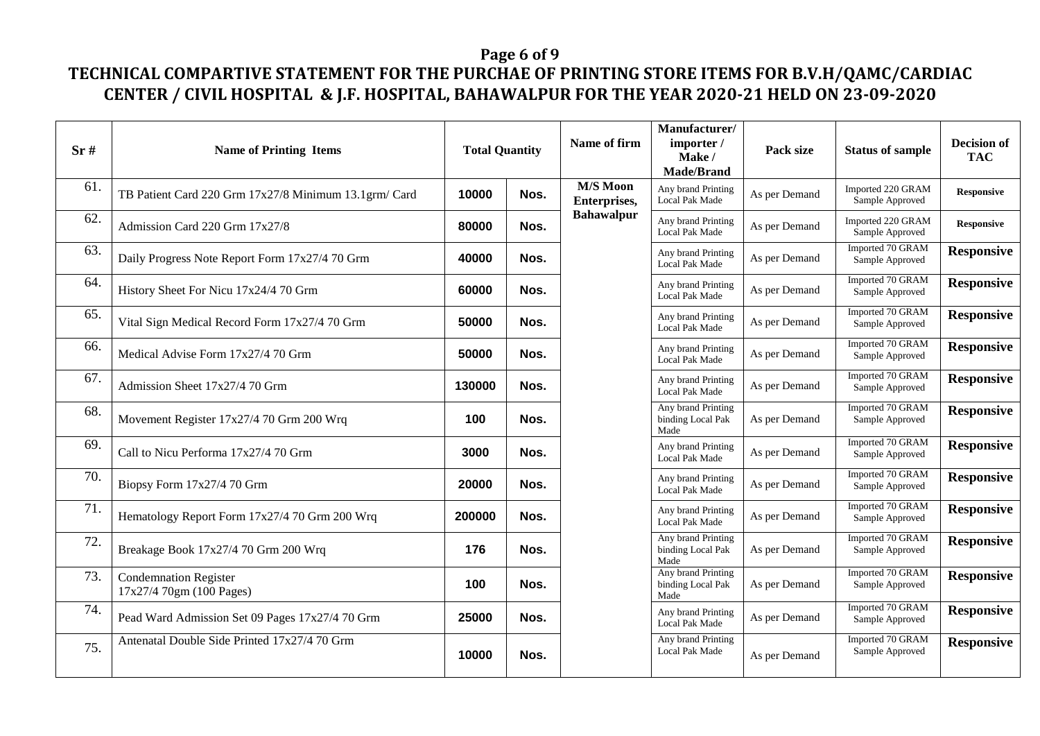## TECHNICAL COMPARTIVE STATEMENT FOR THE PURCHAE OF PRINTING STORE ITEMS FOR B.V.H/QAMC/CARDIAC CENTER / CIVIL HOSPITAL & J.F. HOSPITAL, BAHAWALPUR FOR THE YEAR 2020-21 HELD ON 23-09-2020

| Sr # | Name of Printing Items | Total Quantity | | Name of firm | Manufacturer/ importer / Make / Made/Brand | Pack size | Status of sample | Decision of TAC |
|---|---|---|---|---|---|---|---|---|
| 61. | TB Patient Card 220 Grm 17x27/8 Minimum 13.1grm/ Card | 10000 | Nos. | M/S Moon Enterprises, Bahawalpur | Any brand Printing Local Pak Made | As per Demand | Imported 220 GRAM Sample Approved | Responsive |
| 62. | Admission Card 220 Grm 17x27/8 | 80000 | Nos. | | Any brand Printing Local Pak Made | As per Demand | Imported 220 GRAM Sample Approved | Responsive |
| 63. | Daily Progress Note Report Form 17x27/4 70 Grm | 40000 | Nos. | | Any brand Printing Local Pak Made | As per Demand | Imported 70 GRAM Sample Approved | Responsive |
| 64. | History Sheet For Nicu 17x24/4 70 Grm | 60000 | Nos. | | Any brand Printing Local Pak Made | As per Demand | Imported 70 GRAM Sample Approved | Responsive |
| 65. | Vital Sign Medical Record Form 17x27/4 70 Grm | 50000 | Nos. | | Any brand Printing Local Pak Made | As per Demand | Imported 70 GRAM Sample Approved | Responsive |
| 66. | Medical Advise Form 17x27/4 70 Grm | 50000 | Nos. | | Any brand Printing Local Pak Made | As per Demand | Imported 70 GRAM Sample Approved | Responsive |
| 67. | Admission Sheet 17x27/4 70 Grm | 130000 | Nos. | | Any brand Printing Local Pak Made | As per Demand | Imported 70 GRAM Sample Approved | Responsive |
| 68. | Movement Register 17x27/4 70 Grm 200 Wrq | 100 | Nos. | | Any brand Printing binding Local Pak Made | As per Demand | Imported 70 GRAM Sample Approved | Responsive |
| 69. | Call to Nicu Performa 17x27/4 70 Grm | 3000 | Nos. | | Any brand Printing Local Pak Made | As per Demand | Imported 70 GRAM Sample Approved | Responsive |
| 70. | Biopsy Form 17x27/4 70 Grm | 20000 | Nos. | | Any brand Printing Local Pak Made | As per Demand | Imported 70 GRAM Sample Approved | Responsive |
| 71. | Hematology Report Form 17x27/4 70 Grm 200 Wrq | 200000 | Nos. | | Any brand Printing Local Pak Made | As per Demand | Imported 70 GRAM Sample Approved | Responsive |
| 72. | Breakage Book 17x27/4 70 Grm 200 Wrq | 176 | Nos. | | Any brand Printing binding Local Pak Made | As per Demand | Imported 70 GRAM Sample Approved | Responsive |
| 73. | Condemnation Register 17x27/4 70gm (100 Pages) | 100 | Nos. | | Any brand Printing binding Local Pak Made | As per Demand | Imported 70 GRAM Sample Approved | Responsive |
| 74. | Pead Ward Admission Set 09 Pages 17x27/4 70 Grm | 25000 | Nos. | | Any brand Printing Local Pak Made | As per Demand | Imported 70 GRAM Sample Approved | Responsive |
| 75. | Antenatal Double Side Printed 17x27/4 70 Grm | 10000 | Nos. | | Any brand Printing Local Pak Made | As per Demand | Imported 70 GRAM Sample Approved | Responsive |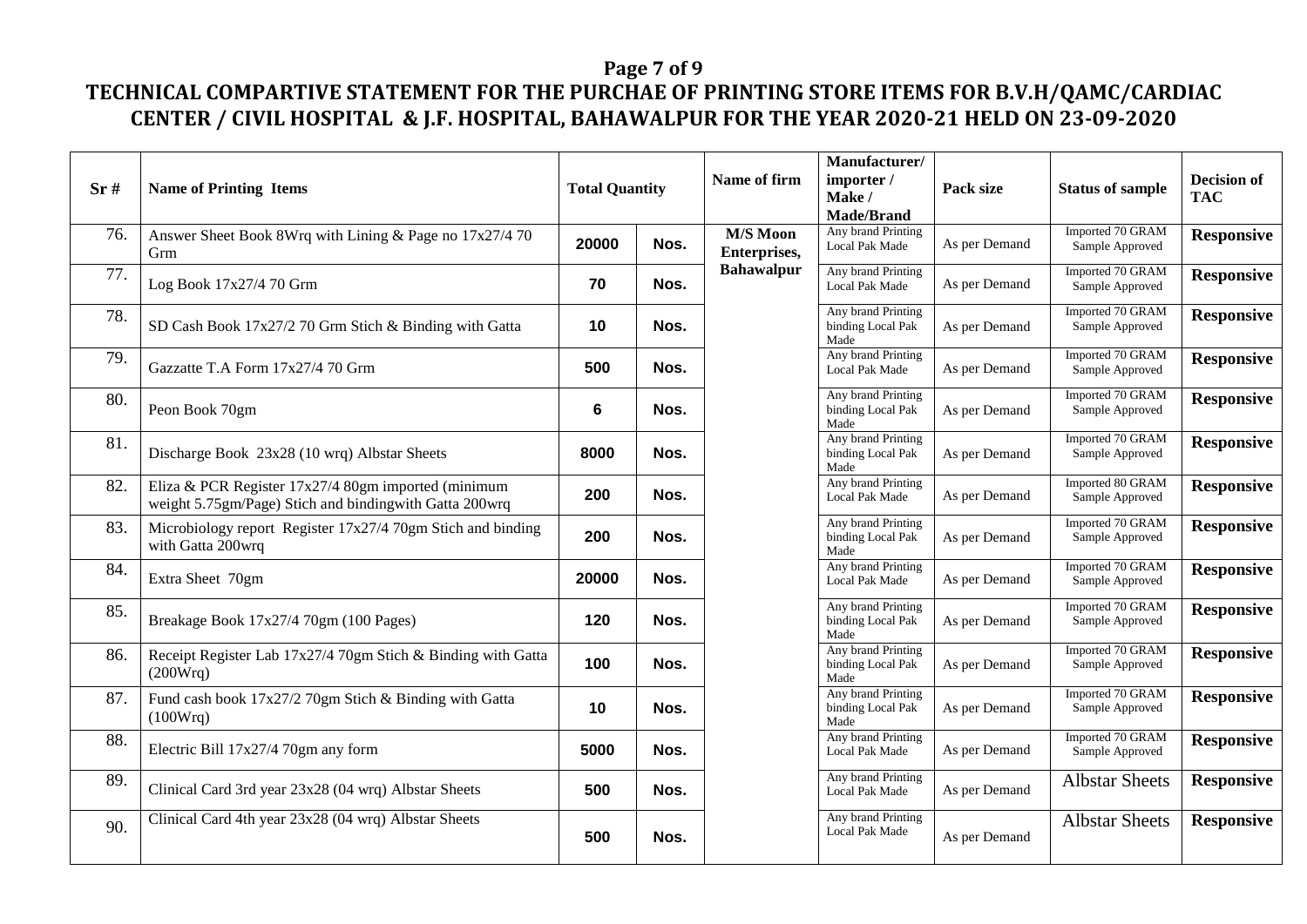# TECHNICAL COMPARTIVE STATEMENT FOR THE PURCHAE OF PRINTING STORE ITEMS FOR B.V.H/QAMC/CARDIAC CENTER / CIVIL HOSPITAL & J.F. HOSPITAL, BAHAWALPUR FOR THE YEAR 2020-21 HELD ON 23-09-2020

| Sr # | Name of Printing Items | Total Quantity | | Name of firm | Manufacturer/ importer / Make / Made/Brand | Pack size | Status of sample | Decision of TAC |
|---|---|---|---|---|---|---|---|---|
| 76. | Answer Sheet Book 8Wrq with Lining & Page no 17x27/4 70 Grm | 20000 | Nos. | M/S Moon Enterprises, Bahawalpur | Any brand Printing Local Pak Made | As per Demand | Imported 70 GRAM Sample Approved | Responsive |
| 77. | Log Book 17x27/4 70 Grm | 70 | Nos. | | Any brand Printing Local Pak Made | As per Demand | Imported 70 GRAM Sample Approved | Responsive |
| 78. | SD Cash Book 17x27/2 70 Grm Stich & Binding with Gatta | 10 | Nos. | | Any brand Printing binding Local Pak Made | As per Demand | Imported 70 GRAM Sample Approved | Responsive |
| 79. | Gazzatte T.A Form 17x27/4 70 Grm | 500 | Nos. | | Any brand Printing Local Pak Made | As per Demand | Imported 70 GRAM Sample Approved | Responsive |
| 80. | Peon Book 70gm | 6 | Nos. | | Any brand Printing binding Local Pak Made | As per Demand | Imported 70 GRAM Sample Approved | Responsive |
| 81. | Discharge Book 23x28 (10 wrq) Albstar Sheets | 8000 | Nos. | | Any brand Printing binding Local Pak Made | As per Demand | Imported 70 GRAM Sample Approved | Responsive |
| 82. | Eliza & PCR Register 17x27/4 80gm imported (minimum weight 5.75gm/Page) Stich and bindingwith Gatta 200wrq | 200 | Nos. | | Any brand Printing Local Pak Made | As per Demand | Imported 80 GRAM Sample Approved | Responsive |
| 83. | Microbiology report Register 17x27/4 70gm Stich and binding with Gatta 200wrq | 200 | Nos. | | Any brand Printing binding Local Pak Made | As per Demand | Imported 70 GRAM Sample Approved | Responsive |
| 84. | Extra Sheet 70gm | 20000 | Nos. | | Any brand Printing Local Pak Made | As per Demand | Imported 70 GRAM Sample Approved | Responsive |
| 85. | Breakage Book 17x27/4 70gm (100 Pages) | 120 | Nos. | | Any brand Printing binding Local Pak Made | As per Demand | Imported 70 GRAM Sample Approved | Responsive |
| 86. | Receipt Register Lab 17x27/4 70gm Stich & Binding with Gatta (200Wrq) | 100 | Nos. | | Any brand Printing binding Local Pak Made | As per Demand | Imported 70 GRAM Sample Approved | Responsive |
| 87. | Fund cash book 17x27/2 70gm Stich & Binding with Gatta (100Wrq) | 10 | Nos. | | Any brand Printing binding Local Pak Made | As per Demand | Imported 70 GRAM Sample Approved | Responsive |
| 88. | Electric Bill 17x27/4 70gm any form | 5000 | Nos. | | Any brand Printing Local Pak Made | As per Demand | Imported 70 GRAM Sample Approved | Responsive |
| 89. | Clinical Card 3rd year 23x28 (04 wrq) Albstar Sheets | 500 | Nos. | | Any brand Printing Local Pak Made | As per Demand | Albstar Sheets | Responsive |
| 90. | Clinical Card 4th year 23x28 (04 wrq) Albstar Sheets | 500 | Nos. | | Any brand Printing Local Pak Made | As per Demand | Albstar Sheets | Responsive |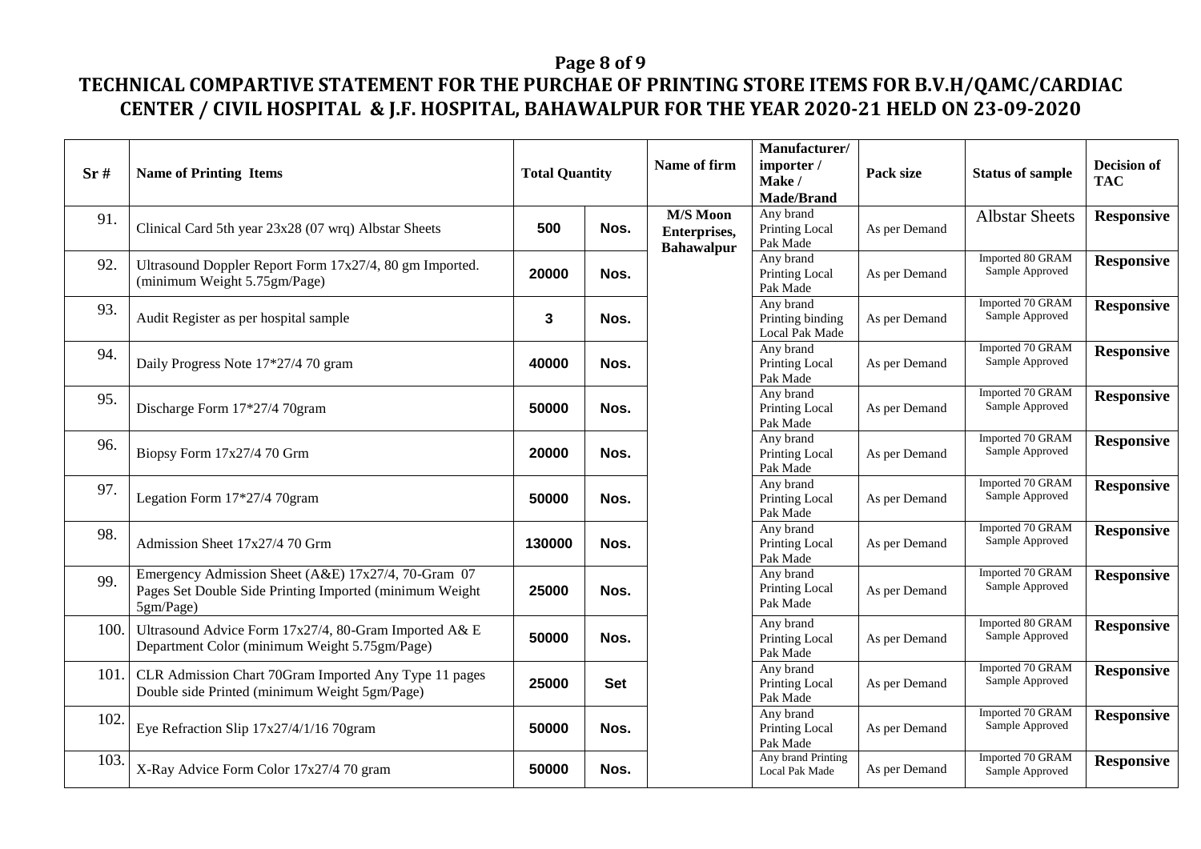# TECHNICAL COMPARTIVE STATEMENT FOR THE PURCHAE OF PRINTING STORE ITEMS FOR B.V.H/QAMC/CARDIAC CENTER / CIVIL HOSPITAL & J.F. HOSPITAL, BAHAWALPUR FOR THE YEAR 2020-21 HELD ON 23-09-2020

| Sr # | Name of Printing Items | Total Quantity | | Name of firm | Manufacturer/ importer / Make / Made/Brand | Pack size | Status of sample | Decision of TAC |
|---|---|---|---|---|---|---|---|---|
| 91. | Clinical Card 5th year 23x28 (07 wrq) Albstar Sheets | 500 | Nos. | **M/S Moon Enterprises, Bahawalpur** | Any brand Printing Local Pak Made | As per Demand | Albstar Sheets | **Responsive** |
| 92. | Ultrasound Doppler Report Form 17x27/4, 80 gm Imported. (minimum Weight 5.75gm/Page) | 20000 | Nos. | | Any brand Printing Local Pak Made | As per Demand | Imported 80 GRAM Sample Approved | **Responsive** |
| 93. | Audit Register as per hospital sample | 3 | Nos. | | Any brand Printing binding Local Pak Made | As per Demand | Imported 70 GRAM Sample Approved | **Responsive** |
| 94. | Daily Progress Note 17*27/4 70 gram | 40000 | Nos. | | Any brand Printing Local Pak Made | As per Demand | Imported 70 GRAM Sample Approved | **Responsive** |
| 95. | Discharge Form 17*27/4 70gram | 50000 | Nos. | | Any brand Printing Local Pak Made | As per Demand | Imported 70 GRAM Sample Approved | **Responsive** |
| 96. | Biopsy Form 17x27/4 70 Grm | 20000 | Nos. | | Any brand Printing Local Pak Made | As per Demand | Imported 70 GRAM Sample Approved | **Responsive** |
| 97. | Legation Form 17*27/4 70gram | 50000 | Nos. | | Any brand Printing Local Pak Made | As per Demand | Imported 70 GRAM Sample Approved | **Responsive** |
| 98. | Admission Sheet 17x27/4 70 Grm | 130000 | Nos. | | Any brand Printing Local Pak Made | As per Demand | Imported 70 GRAM Sample Approved | **Responsive** |
| 99. | Emergency Admission Sheet (A&E) 17x27/4, 70-Gram 07 Pages Set Double Side Printing Imported (minimum Weight 5gm/Page) | 25000 | Nos. | | Any brand Printing Local Pak Made | As per Demand | Imported 70 GRAM Sample Approved | **Responsive** |
| 100. | Ultrasound Advice Form 17x27/4, 80-Gram Imported A& E Department Color (minimum Weight 5.75gm/Page) | 50000 | Nos. | | Any brand Printing Local Pak Made | As per Demand | Imported 80 GRAM Sample Approved | **Responsive** |
| 101. | CLR Admission Chart 70Gram Imported Any Type 11 pages Double side Printed (minimum Weight 5gm/Page) | 25000 | Set | | Any brand Printing Local Pak Made | As per Demand | Imported 70 GRAM Sample Approved | **Responsive** |
| 102. | Eye Refraction Slip 17x27/4/1/16 70gram | 50000 | Nos. | | Any brand Printing Local Pak Made | As per Demand | Imported 70 GRAM Sample Approved | **Responsive** |
| 103. | X-Ray Advice Form Color 17x27/4 70 gram | 50000 | Nos. | | Any brand Printing Local Pak Made | As per Demand | Imported 70 GRAM Sample Approved | **Responsive** |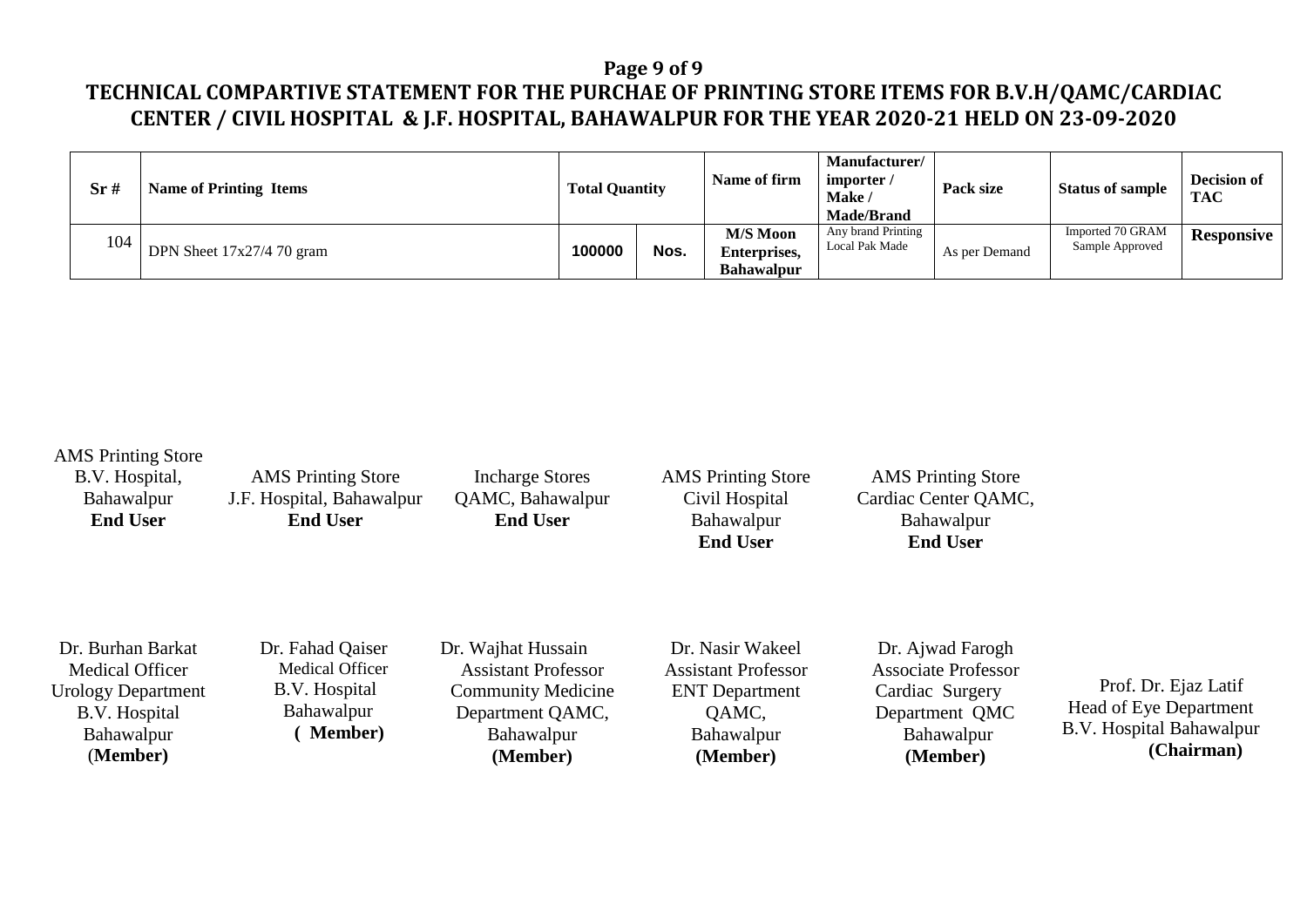# TECHNICAL COMPARTIVE STATEMENT FOR THE PURCHAE OF PRINTING STORE ITEMS FOR B.V.H/QAMC/CARDIAC CENTER / CIVIL HOSPITAL & J.F. HOSPITAL, BAHAWALPUR FOR THE YEAR 2020-21 HELD ON 23-09-2020

| Sr # | Name of Printing Items | Total Quantity | | Name of firm | Manufacturer/ importer / Make / Made/Brand | Pack size | Status of sample | Decision of TAC |
|---|---|---|---|---|---|---|---|---|
| 104 | DPN Sheet 17x27/4 70 gram | 100000 | Nos. | **M/S Moon Enterprises, Bahawalpur** | Any brand Printing Local Pak Made | As per Demand | Imported 70 GRAM Sample Approved | **Responsive** |

AMS Printing Store
B.V. Hospital,
Bahawalpur
**End User**

AMS Printing Store
J.F. Hospital, Bahawalpur
**End User**

Incharge Stores
QAMC, Bahawalpur
**End User**

AMS Printing Store
Civil Hospital
Bahawalpur
**End User**

AMS Printing Store
Cardiac Center QAMC,
Bahawalpur
**End User**

Dr. Burhan Barkat
Medical Officer
Urology Department
B.V. Hospital
Bahawalpur
(**Member)**

Dr. Fahad Qaiser
Medical Officer
B.V. Hospital
Bahawalpur
**( Member)**

Dr. Wajhat Hussain
Assistant Professor
Community Medicine
Department QAMC,
Bahawalpur
**(Member)**

Dr. Nasir Wakeel
Assistant Professor
ENT Department
QAMC,
Bahawalpur
**(Member)**

Dr. Ajwad Farogh
Associate Professor
Cardiac Surgery
Department QMC
Bahawalpur
**(Member)**

Prof. Dr. Ejaz Latif
Head of Eye Department
B.V. Hospital Bahawalpur
**(Chairman)**